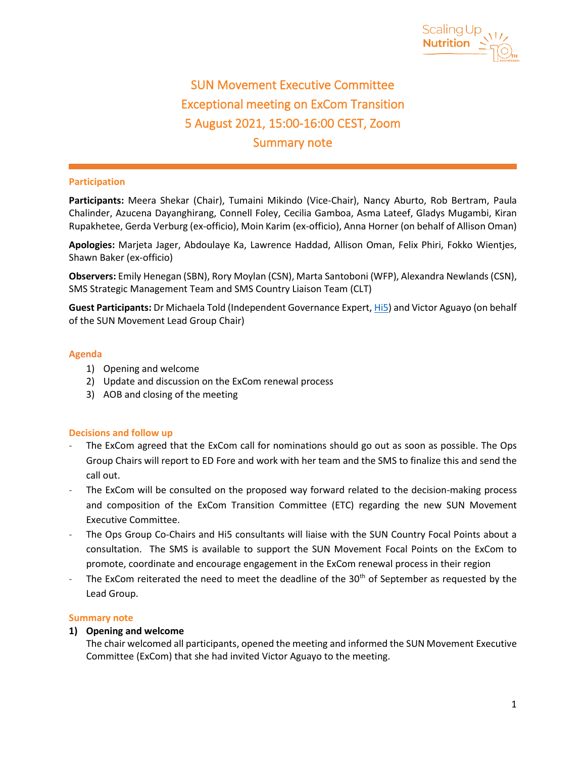# SUN Movement Executive Committee
# Exceptional meeting on ExCom Transition
# 5 August 2021, 15:00-16:00 CEST, Zoom
# Summary note

## Participation

**Participants:** Meera Shekar (Chair), Tumaini Mikindo (Vice-Chair), Nancy Aburto, Rob Bertram, Paula Chalinder, Azucena Dayanghirang, Connell Foley, Cecilia Gamboa, Asma Lateef, Gladys Mugambi, Kiran Rupakhetee, Gerda Verburg (ex-officio), Moin Karim (ex-officio), Anna Horner (on behalf of Allison Oman)

**Apologies:** Marjeta Jager, Abdoulaye Ka, Lawrence Haddad, Allison Oman, Felix Phiri, Fokko Wientjes, Shawn Baker (ex-officio)

**Observers:** Emily Henegan (SBN), Rory Moylan (CSN), Marta Santoboni (WFP), Alexandra Newlands (CSN), SMS Strategic Management Team and SMS Country Liaison Team (CLT)

**Guest Participants:** Dr Michaela Told (Independent Governance Expert, Hi5) and Victor Aguayo (on behalf of the SUN Movement Lead Group Chair)

## Agenda

1) Opening and welcome
2) Update and discussion on the ExCom renewal process
3) AOB and closing of the meeting

## Decisions and follow up

- The ExCom agreed that the ExCom call for nominations should go out as soon as possible. The Ops Group Chairs will report to ED Fore and work with her team and the SMS to finalize this and send the call out.
- The ExCom will be consulted on the proposed way forward related to the decision-making process and composition of the ExCom Transition Committee (ETC) regarding the new SUN Movement Executive Committee.
- The Ops Group Co-Chairs and Hi5 consultants will liaise with the SUN Country Focal Points about a consultation. The SMS is available to support the SUN Movement Focal Points on the ExCom to promote, coordinate and encourage engagement in the ExCom renewal process in their region
- The ExCom reiterated the need to meet the deadline of the 30th of September as requested by the Lead Group.

## Summary note

1) **Opening and welcome**

   The chair welcomed all participants, opened the meeting and informed the SUN Movement Executive Committee (ExCom) that she had invited Victor Aguayo to the meeting.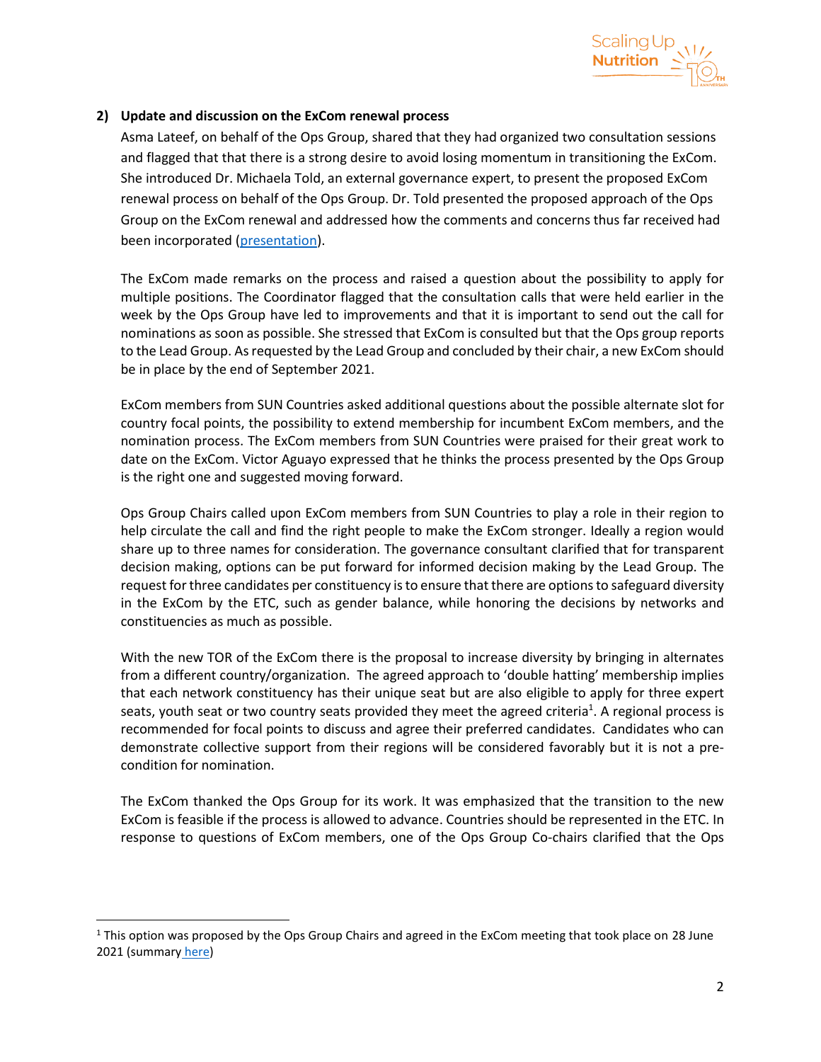**2) Update and discussion on the ExCom renewal process**

Asma Lateef, on behalf of the Ops Group, shared that they had organized two consultation sessions and flagged that that there is a strong desire to avoid losing momentum in transitioning the ExCom. She introduced Dr. Michaela Told, an external governance expert, to present the proposed ExCom renewal process on behalf of the Ops Group. Dr. Told presented the proposed approach of the Ops Group on the ExCom renewal and addressed how the comments and concerns thus far received had been incorporated (presentation).

The ExCom made remarks on the process and raised a question about the possibility to apply for multiple positions. The Coordinator flagged that the consultation calls that were held earlier in the week by the Ops Group have led to improvements and that it is important to send out the call for nominations as soon as possible. She stressed that ExCom is consulted but that the Ops group reports to the Lead Group. As requested by the Lead Group and concluded by their chair, a new ExCom should be in place by the end of September 2021.

ExCom members from SUN Countries asked additional questions about the possible alternate slot for country focal points, the possibility to extend membership for incumbent ExCom members, and the nomination process. The ExCom members from SUN Countries were praised for their great work to date on the ExCom. Victor Aguayo expressed that he thinks the process presented by the Ops Group is the right one and suggested moving forward.

Ops Group Chairs called upon ExCom members from SUN Countries to play a role in their region to help circulate the call and find the right people to make the ExCom stronger. Ideally a region would share up to three names for consideration. The governance consultant clarified that for transparent decision making, options can be put forward for informed decision making by the Lead Group. The request for three candidates per constituency is to ensure that there are options to safeguard diversity in the ExCom by the ETC, such as gender balance, while honoring the decisions by networks and constituencies as much as possible.

With the new TOR of the ExCom there is the proposal to increase diversity by bringing in alternates from a different country/organization. The agreed approach to 'double hatting' membership implies that each network constituency has their unique seat but are also eligible to apply for three expert seats, youth seat or two country seats provided they meet the agreed criteria[1]. A regional process is recommended for focal points to discuss and agree their preferred candidates. Candidates who can demonstrate collective support from their regions will be considered favorably but it is not a pre-condition for nomination.

The ExCom thanked the Ops Group for its work. It was emphasized that the transition to the new ExCom is feasible if the process is allowed to advance. Countries should be represented in the ETC. In response to questions of ExCom members, one of the Ops Group Co-chairs clarified that the Ops

---

[1] This option was proposed by the Ops Group Chairs and agreed in the ExCom meeting that took place on 28 June 2021 (summary here)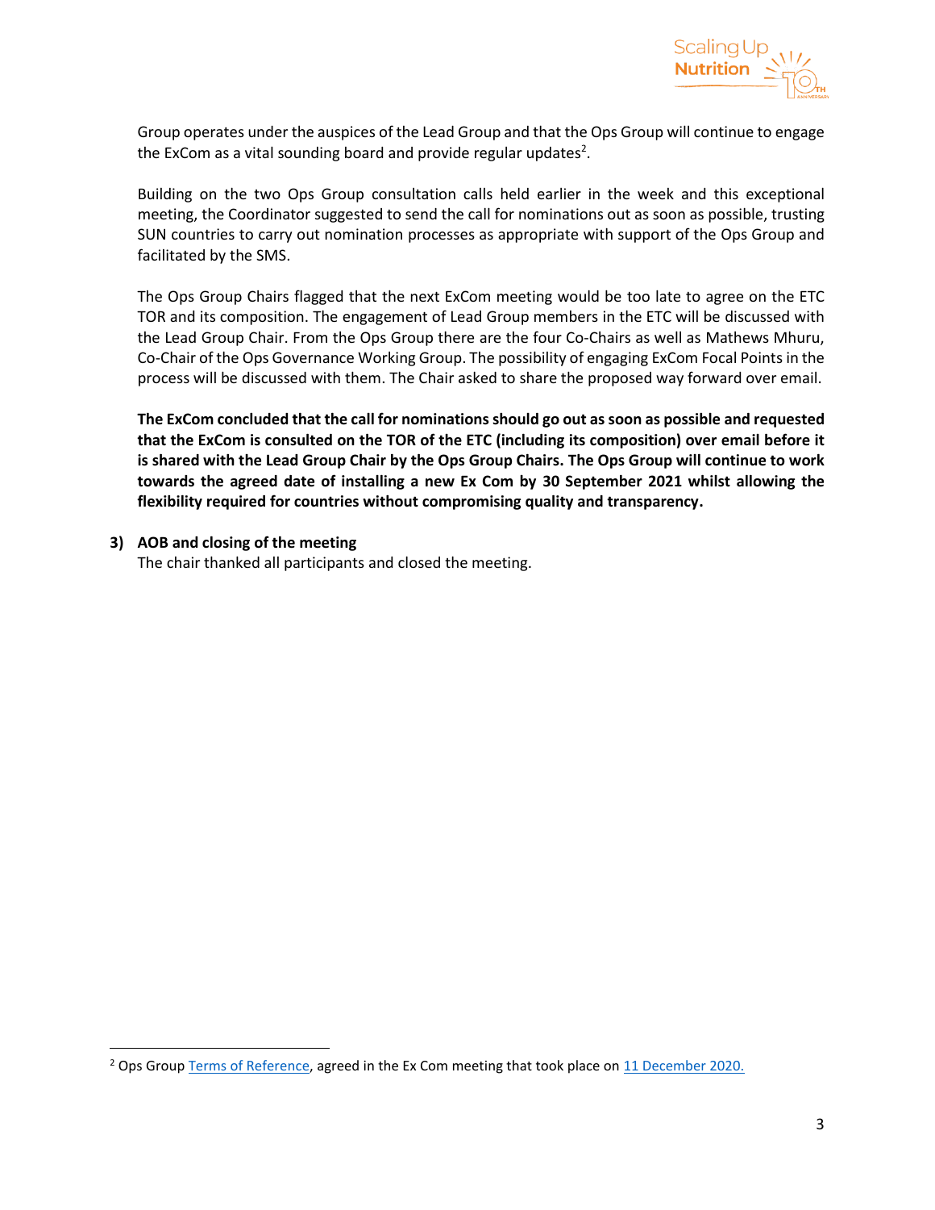Group operates under the auspices of the Lead Group and that the Ops Group will continue to engage the ExCom as a vital sounding board and provide regular updates[2].

Building on the two Ops Group consultation calls held earlier in the week and this exceptional meeting, the Coordinator suggested to send the call for nominations out as soon as possible, trusting SUN countries to carry out nomination processes as appropriate with support of the Ops Group and facilitated by the SMS.

The Ops Group Chairs flagged that the next ExCom meeting would be too late to agree on the ETC TOR and its composition. The engagement of Lead Group members in the ETC will be discussed with the Lead Group Chair. From the Ops Group there are the four Co-Chairs as well as Mathews Mhuru, Co-Chair of the Ops Governance Working Group. The possibility of engaging ExCom Focal Points in the process will be discussed with them. The Chair asked to share the proposed way forward over email.

**The ExCom concluded that the call for nominations should go out as soon as possible and requested that the ExCom is consulted on the TOR of the ETC (including its composition) over email before it is shared with the Lead Group Chair by the Ops Group Chairs. The Ops Group will continue to work towards the agreed date of installing a new Ex Com by 30 September 2021 whilst allowing the flexibility required for countries without compromising quality and transparency.**

3) **AOB and closing of the meeting**
   The chair thanked all participants and closed the meeting.

---

[2] Ops Group Terms of Reference, agreed in the Ex Com meeting that took place on 11 December 2020.